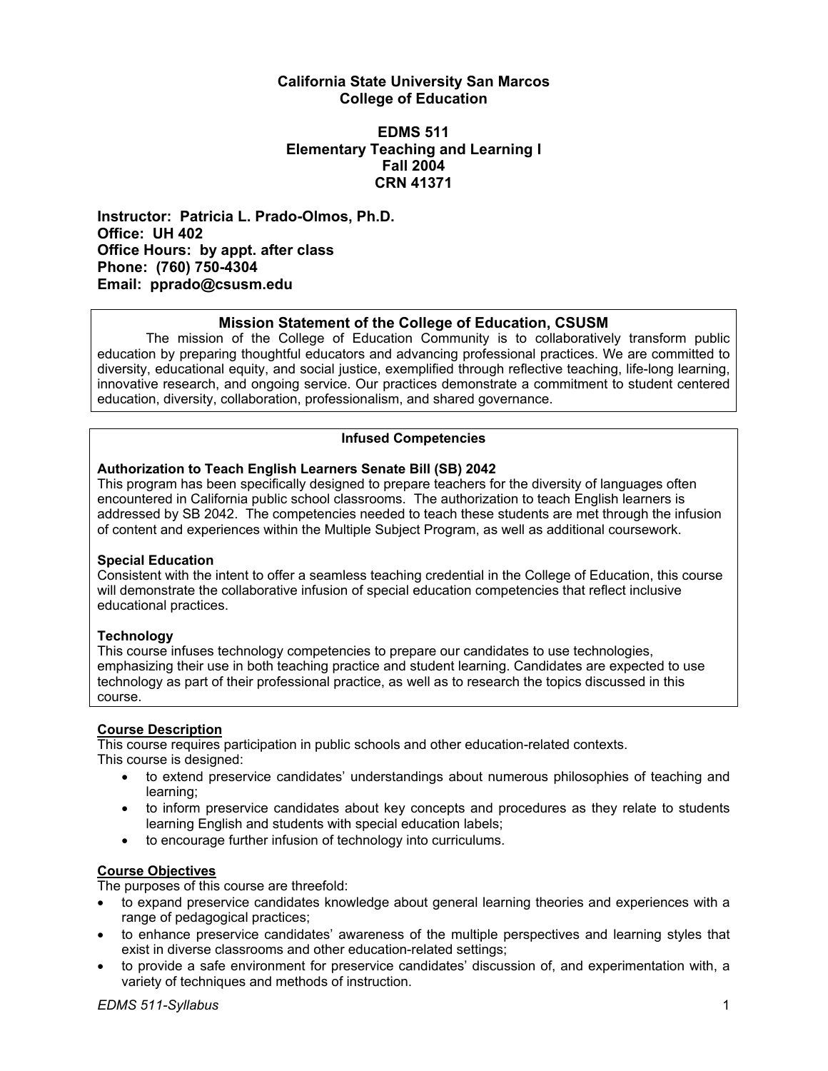# California State University San Marcos
# College of Education

## EDMS 511
## Elementary Teaching and Learning I
## Fall 2004
## CRN 41371

**Instructor: Patricia L. Prado-Olmos, Ph.D.**
**Office: UH 402**
**Office Hours: by appt. after class**
**Phone: (760) 750-4304**
**Email: pprado@csusm.edu**

### Mission Statement of the College of Education, CSUSM

The mission of the College of Education Community is to collaboratively transform public education by preparing thoughtful educators and advancing professional practices. We are committed to diversity, educational equity, and social justice, exemplified through reflective teaching, life-long learning, innovative research, and ongoing service. Our practices demonstrate a commitment to student centered education, diversity, collaboration, professionalism, and shared governance.

### Infused Competencies

**Authorization to Teach English Learners Senate Bill (SB) 2042**
This program has been specifically designed to prepare teachers for the diversity of languages often encountered in California public school classrooms. The authorization to teach English learners is addressed by SB 2042. The competencies needed to teach these students are met through the infusion of content and experiences within the Multiple Subject Program, as well as additional coursework.

**Special Education**
Consistent with the intent to offer a seamless teaching credential in the College of Education, this course will demonstrate the collaborative infusion of special education competencies that reflect inclusive educational practices.

**Technology**
This course infuses technology competencies to prepare our candidates to use technologies, emphasizing their use in both teaching practice and student learning. Candidates are expected to use technology as part of their professional practice, as well as to research the topics discussed in this course.

### Course Description

This course requires participation in public schools and other education-related contexts.
This course is designed:

- to extend preservice candidates' understandings about numerous philosophies of teaching and learning;
- to inform preservice candidates about key concepts and procedures as they relate to students learning English and students with special education labels;
- to encourage further infusion of technology into curriculums.

### Course Objectives

The purposes of this course are threefold:

- to expand preservice candidates knowledge about general learning theories and experiences with a range of pedagogical practices;
- to enhance preservice candidates' awareness of the multiple perspectives and learning styles that exist in diverse classrooms and other education-related settings;
- to provide a safe environment for preservice candidates' discussion of, and experimentation with, a variety of techniques and methods of instruction.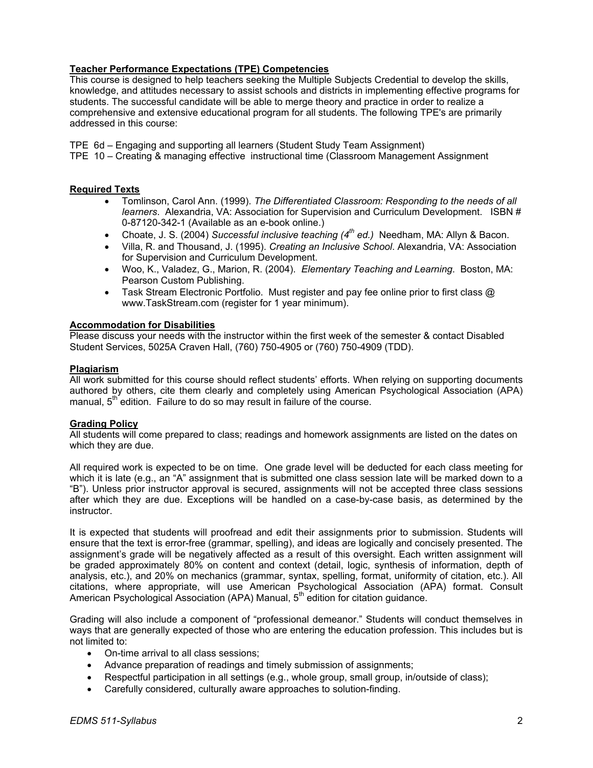**Teacher Performance Expectations (TPE) Competencies**

This course is designed to help teachers seeking the Multiple Subjects Credential to develop the skills, knowledge, and attitudes necessary to assist schools and districts in implementing effective programs for students. The successful candidate will be able to merge theory and practice in order to realize a comprehensive and extensive educational program for all students. The following TPE's are primarily addressed in this course:

TPE 6d – Engaging and supporting all learners (Student Study Team Assignment)
TPE 10 – Creating & managing effective instructional time (Classroom Management Assignment

**Required Texts**

- Tomlinson, Carol Ann. (1999). *The Differentiated Classroom: Responding to the needs of all learners*. Alexandria, VA: Association for Supervision and Curriculum Development. ISBN # 0-87120-342-1 (Available as an e-book online.)
- Choate, J. S. (2004) *Successful inclusive teaching (4th ed.)* Needham, MA: Allyn & Bacon.
- Villa, R. and Thousand, J. (1995). *Creating an Inclusive School*. Alexandria, VA: Association for Supervision and Curriculum Development.
- Woo, K., Valadez, G., Marion, R. (2004). *Elementary Teaching and Learning*. Boston, MA: Pearson Custom Publishing.
- Task Stream Electronic Portfolio. Must register and pay fee online prior to first class @ www.TaskStream.com (register for 1 year minimum).

**Accommodation for Disabilities**

Please discuss your needs with the instructor within the first week of the semester & contact Disabled Student Services, 5025A Craven Hall, (760) 750-4905 or (760) 750-4909 (TDD).

**Plagiarism**

All work submitted for this course should reflect students' efforts. When relying on supporting documents authored by others, cite them clearly and completely using American Psychological Association (APA) manual, 5th edition. Failure to do so may result in failure of the course.

**Grading Policy**

All students will come prepared to class; readings and homework assignments are listed on the dates on which they are due.

All required work is expected to be on time. One grade level will be deducted for each class meeting for which it is late (e.g., an "A" assignment that is submitted one class session late will be marked down to a "B"). Unless prior instructor approval is secured, assignments will not be accepted three class sessions after which they are due. Exceptions will be handled on a case-by-case basis, as determined by the instructor.

It is expected that students will proofread and edit their assignments prior to submission. Students will ensure that the text is error-free (grammar, spelling), and ideas are logically and concisely presented. The assignment's grade will be negatively affected as a result of this oversight. Each written assignment will be graded approximately 80% on content and context (detail, logic, synthesis of information, depth of analysis, etc.), and 20% on mechanics (grammar, syntax, spelling, format, uniformity of citation, etc.). All citations, where appropriate, will use American Psychological Association (APA) format. Consult American Psychological Association (APA) Manual, 5th edition for citation guidance.

Grading will also include a component of "professional demeanor." Students will conduct themselves in ways that are generally expected of those who are entering the education profession. This includes but is not limited to:

- On-time arrival to all class sessions;
- Advance preparation of readings and timely submission of assignments;
- Respectful participation in all settings (e.g., whole group, small group, in/outside of class);
- Carefully considered, culturally aware approaches to solution-finding.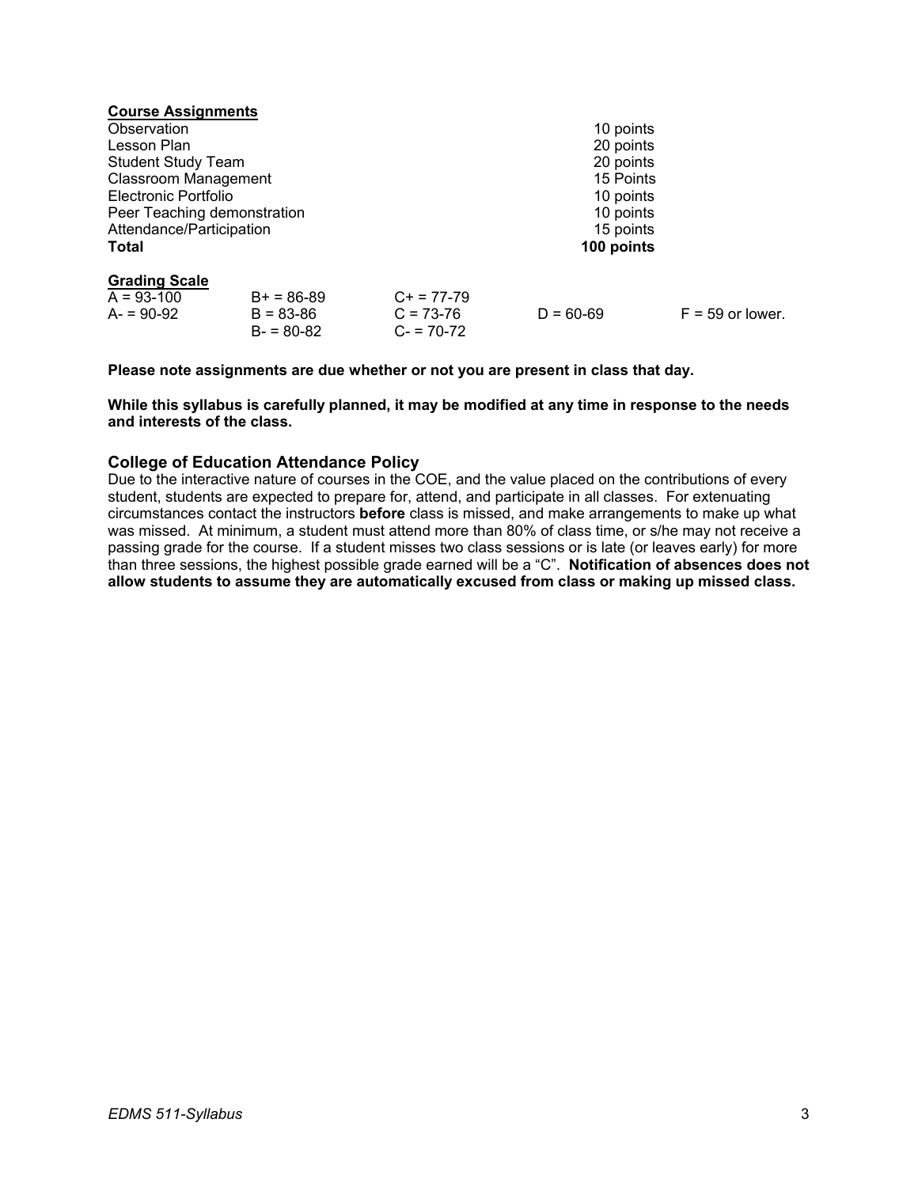**Course Assignments**

| | |
|---|---|
| Observation | 10 points |
| Lesson Plan | 20 points |
| Student Study Team | 20 points |
| Classroom Management | 15 Points |
| Electronic Portfolio | 10 points |
| Peer Teaching demonstration | 10 points |
| Attendance/Participation | 15 points |
| **Total** | **100 points** |

**Grading Scale**

| | | | | |
|---|---|---|---|---|
| A = 93-100 | B+ = 86-89 | C+ = 77-79 | | |
| A- = 90-92 | B = 83-86 | C = 73-76 | D = 60-69 | F = 59 or lower. |
| | B- = 80-82 | C- = 70-72 | | |

**Please note assignments are due whether or not you are present in class that day.**

**While this syllabus is carefully planned, it may be modified at any time in response to the needs and interests of the class.**

### College of Education Attendance Policy

Due to the interactive nature of courses in the COE, and the value placed on the contributions of every student, students are expected to prepare for, attend, and participate in all classes. For extenuating circumstances contact the instructors **before** class is missed, and make arrangements to make up what was missed. At minimum, a student must attend more than 80% of class time, or s/he may not receive a passing grade for the course. If a student misses two class sessions or is late (or leaves early) for more than three sessions, the highest possible grade earned will be a "C". **Notification of absences does not allow students to assume they are automatically excused from class or making up missed class.**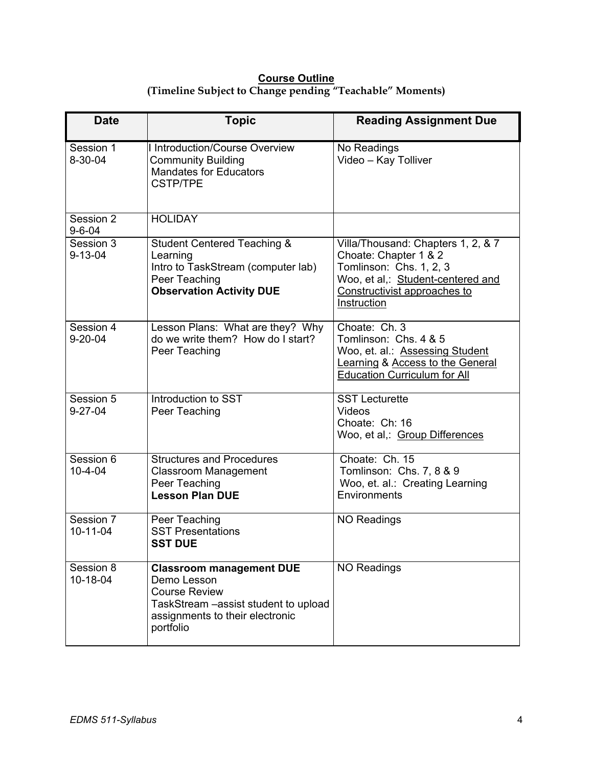**Course Outline**

**(Timeline Subject to Change pending "Teachable" Moments)**

| Date | Topic | Reading Assignment Due |
|---|---|---|
| Session 1<br>8-30-04 | I Introduction/Course Overview<br>Community Building<br>Mandates for Educators<br>CSTP/TPE | No Readings<br>Video – Kay Tolliver |
| Session 2<br>9-6-04 | HOLIDAY | |
| Session 3<br>9-13-04 | Student Centered Teaching & Learning<br>Intro to TaskStream (computer lab)<br>Peer Teaching<br>**Observation Activity DUE** | Villa/Thousand: Chapters 1, 2, & 7<br>Choate: Chapter 1 & 2<br>Tomlinson: Chs. 1, 2, 3<br>Woo, et al,: Student-centered and Constructivist approaches to Instruction |
| Session 4<br>9-20-04 | Lesson Plans: What are they? Why do we write them? How do I start?<br>Peer Teaching | Choate: Ch. 3<br>Tomlinson: Chs. 4 & 5<br>Woo, et. al.: Assessing Student Learning & Access to the General Education Curriculum for All |
| Session 5<br>9-27-04 | Introduction to SST<br>Peer Teaching | SST Lecturette<br>Videos<br>Choate: Ch: 16<br>Woo, et al,: Group Differences |
| Session 6<br>10-4-04 | Structures and Procedures<br>Classroom Management<br>Peer Teaching<br>**Lesson Plan DUE** | Choate: Ch. 15<br>Tomlinson: Chs. 7, 8 & 9<br>Woo, et. al.: Creating Learning Environments |
| Session 7<br>10-11-04 | Peer Teaching<br>SST Presentations<br>**SST DUE** | NO Readings |
| Session 8<br>10-18-04 | **Classroom management DUE**<br>Demo Lesson<br>Course Review<br>TaskStream –assist student to upload assignments to their electronic portfolio | NO Readings |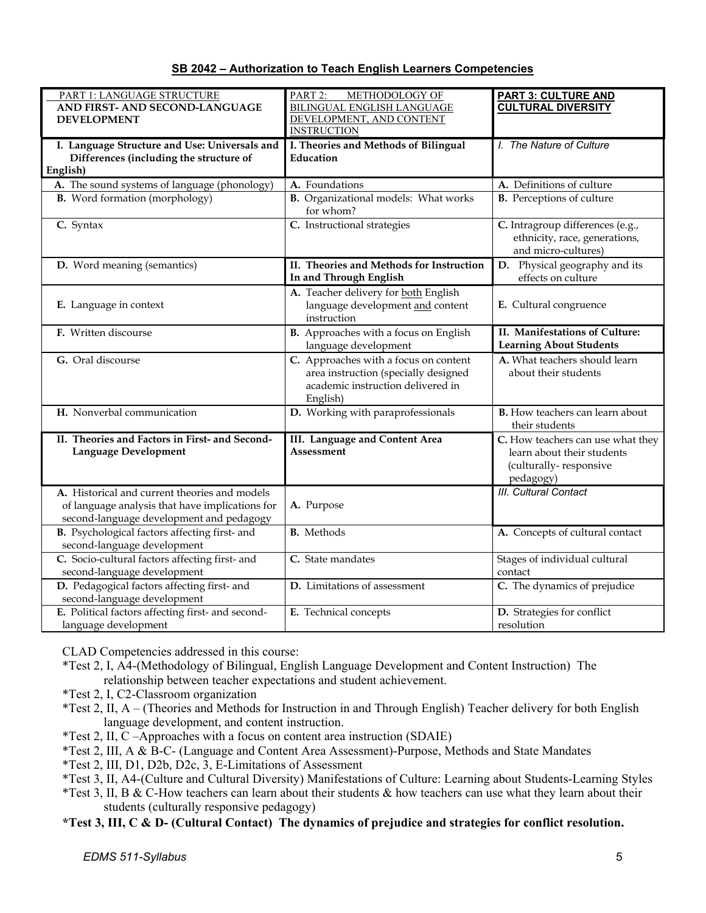**SB 2042 – Authorization to Teach English Learners Competencies**

| PART 1: LANGUAGE STRUCTURE AND FIRST- AND SECOND-LANGUAGE DEVELOPMENT | PART 2: METHODOLOGY OF BILINGUAL ENGLISH LANGUAGE DEVELOPMENT, AND CONTENT INSTRUCTION | **PART 3: CULTURE AND CULTURAL DIVERSITY** |
|---|---|---|
| **I. Language Structure and Use: Universals and Differences (including the structure of English)** | **I. Theories and Methods of Bilingual Education** | *I. The Nature of Culture* |
| **A.** The sound systems of language (phonology) | **A.** Foundations | **A.** Definitions of culture |
| **B.** Word formation (morphology) | **B.** Organizational models: What works for whom? | **B.** Perceptions of culture |
| **C.** Syntax | **C.** Instructional strategies | **C.** Intragroup differences (e.g., ethnicity, race, generations, and micro-cultures) |
| **D.** Word meaning (semantics) | **II. Theories and Methods for Instruction In and Through English** | **D.** Physical geography and its effects on culture |
| **E.** Language in context | **A.** Teacher delivery for both English language development and content instruction | **E.** Cultural congruence |
| **F.** Written discourse | **B.** Approaches with a focus on English language development | **II. Manifestations of Culture: Learning About Students** |
| **G.** Oral discourse | **C.** Approaches with a focus on content area instruction (specially designed academic instruction delivered in English) | **A.** What teachers should learn about their students |
| **H.** Nonverbal communication | **D.** Working with paraprofessionals | **B.** How teachers can learn about their students |
| **II. Theories and Factors in First- and Second-Language Development** | **III. Language and Content Area Assessment** | **C.** How teachers can use what they learn about their students (culturally- responsive pedagogy) |
| **A.** Historical and current theories and models of language analysis that have implications for second-language development and pedagogy | **A.** Purpose | *III. Cultural Contact* |
| **B.** Psychological factors affecting first- and second-language development | **B.** Methods | **A.** Concepts of cultural contact |
| **C.** Socio-cultural factors affecting first- and second-language development | **C.** State mandates | Stages of individual cultural contact |
| **D.** Pedagogical factors affecting first- and second-language development | **D.** Limitations of assessment | **C.** The dynamics of prejudice |
| **E.** Political factors affecting first- and second-language development | **E.** Technical concepts | **D.** Strategies for conflict resolution |

CLAD Competencies addressed in this course:

*Test 2, I, A4-(Methodology of Bilingual, English Language Development and Content Instruction) The relationship between teacher expectations and student achievement.

*Test 2, I, C2-Classroom organization

*Test 2, II, A – (Theories and Methods for Instruction in and Through English) Teacher delivery for both English language development, and content instruction.

*Test 2, II, C –Approaches with a focus on content area instruction (SDAIE)

*Test 2, III, A & B-C- (Language and Content Area Assessment)-Purpose, Methods and State Mandates

*Test 2, III, D1, D2b, D2c, 3, E-Limitations of Assessment

*Test 3, II, A4-(Culture and Cultural Diversity) Manifestations of Culture: Learning about Students-Learning Styles

*Test 3, II, B & C-How teachers can learn about their students & how teachers can use what they learn about their students (culturally responsive pedagogy)

**\*Test 3, III, C & D- (Cultural Contact) The dynamics of prejudice and strategies for conflict resolution.**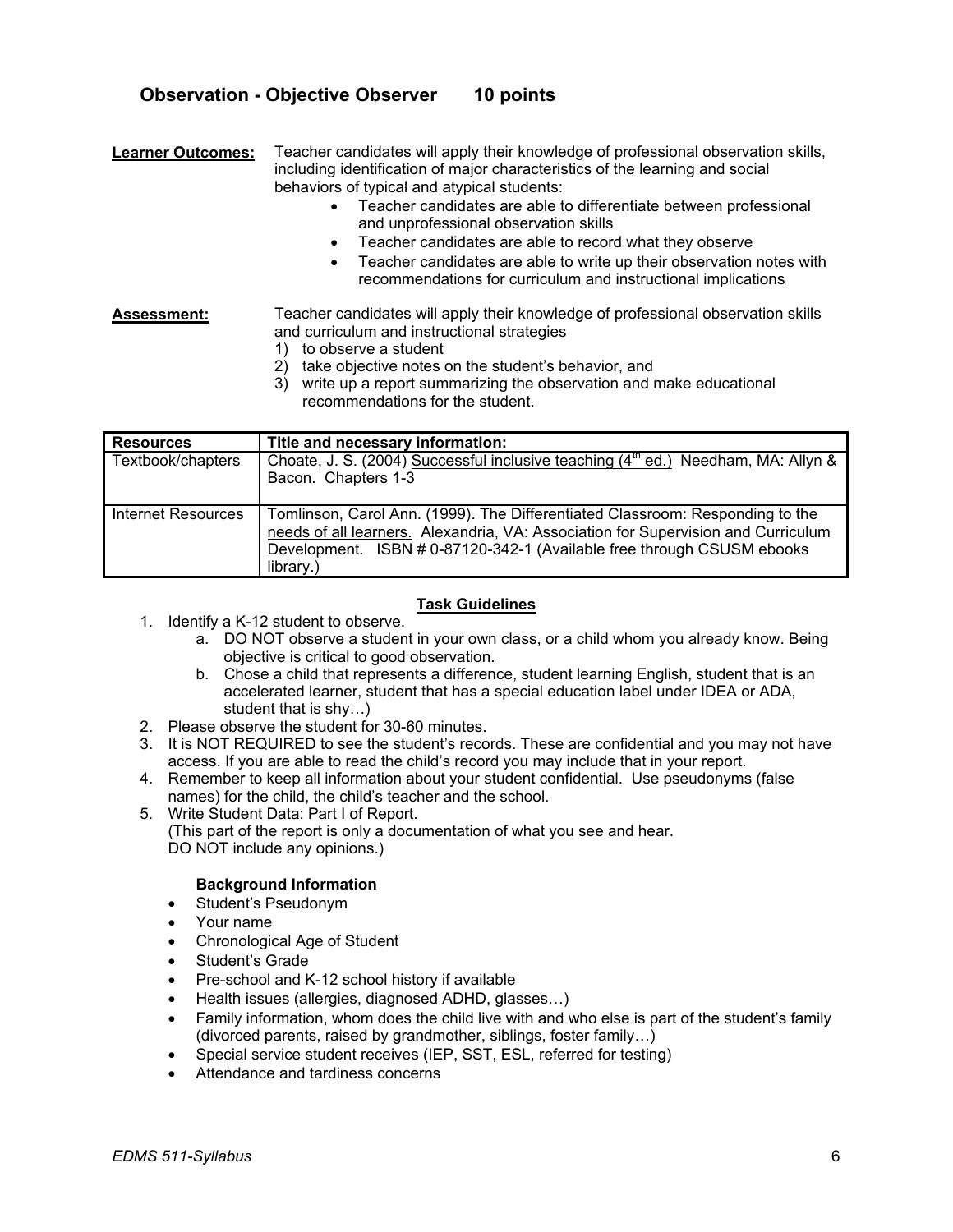## Observation - Objective Observer 10 points

**Learner Outcomes:** Teacher candidates will apply their knowledge of professional observation skills, including identification of major characteristics of the learning and social behaviors of typical and atypical students:

- Teacher candidates are able to differentiate between professional and unprofessional observation skills
- Teacher candidates are able to record what they observe
- Teacher candidates are able to write up their observation notes with recommendations for curriculum and instructional implications

**Assessment:** Teacher candidates will apply their knowledge of professional observation skills and curriculum and instructional strategies

1) to observe a student
2) take objective notes on the student's behavior, and
3) write up a report summarizing the observation and make educational recommendations for the student.

| Resources | Title and necessary information: |
|---|---|
| Textbook/chapters | Choate, J. S. (2004) Successful inclusive teaching (4th ed.) Needham, MA: Allyn & Bacon. Chapters 1-3 |
| Internet Resources | Tomlinson, Carol Ann. (1999). The Differentiated Classroom: Responding to the needs of all learners. Alexandria, VA: Association for Supervision and Curriculum Development. ISBN # 0-87120-342-1 (Available free through CSUSM ebooks library.) |

### Task Guidelines

1. Identify a K-12 student to observe.
   a. DO NOT observe a student in your own class, or a child whom you already know. Being objective is critical to good observation.
   b. Chose a child that represents a difference, student learning English, student that is an accelerated learner, student that has a special education label under IDEA or ADA, student that is shy…)
2. Please observe the student for 30-60 minutes.
3. It is NOT REQUIRED to see the student's records. These are confidential and you may not have access. If you are able to read the child's record you may include that in your report.
4. Remember to keep all information about your student confidential. Use pseudonyms (false names) for the child, the child's teacher and the school.
5. Write Student Data: Part I of Report.
   (This part of the report is only a documentation of what you see and hear.
   DO NOT include any opinions.)

**Background Information**

- Student's Pseudonym
- Your name
- Chronological Age of Student
- Student's Grade
- Pre-school and K-12 school history if available
- Health issues (allergies, diagnosed ADHD, glasses…)
- Family information, whom does the child live with and who else is part of the student's family (divorced parents, raised by grandmother, siblings, foster family…)
- Special service student receives (IEP, SST, ESL, referred for testing)
- Attendance and tardiness concerns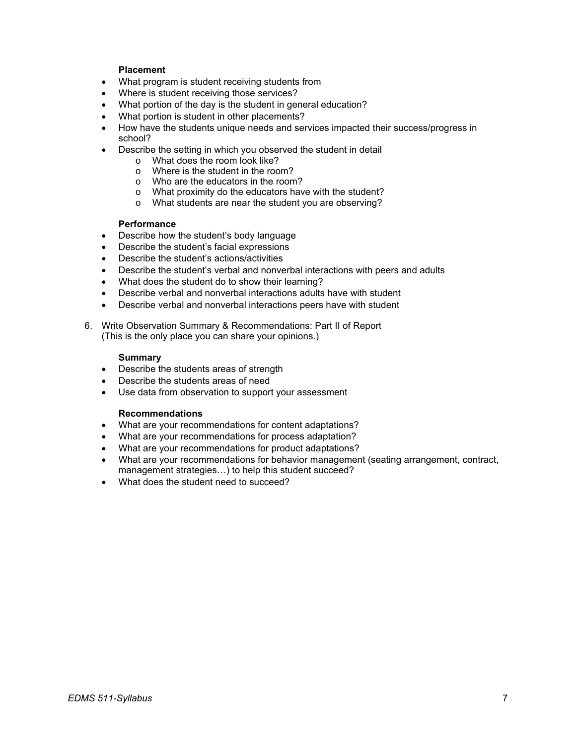**Placement**

- What program is student receiving students from
- Where is student receiving those services?
- What portion of the day is the student in general education?
- What portion is student in other placements?
- How have the students unique needs and services impacted their success/progress in school?
- Describe the setting in which you observed the student in detail
    - What does the room look like?
    - Where is the student in the room?
    - Who are the educators in the room?
    - What proximity do the educators have with the student?
    - What students are near the student you are observing?

**Performance**

- Describe how the student's body language
- Describe the student's facial expressions
- Describe the student's actions/activities
- Describe the student's verbal and nonverbal interactions with peers and adults
- What does the student do to show their learning?
- Describe verbal and nonverbal interactions adults have with student
- Describe verbal and nonverbal interactions peers have with student

6. Write Observation Summary & Recommendations: Part II of Report
   (This is the only place you can share your opinions.)

**Summary**

- Describe the students areas of strength
- Describe the students areas of need
- Use data from observation to support your assessment

**Recommendations**

- What are your recommendations for content adaptations?
- What are your recommendations for process adaptation?
- What are your recommendations for product adaptations?
- What are your recommendations for behavior management (seating arrangement, contract, management strategies…) to help this student succeed?
- What does the student need to succeed?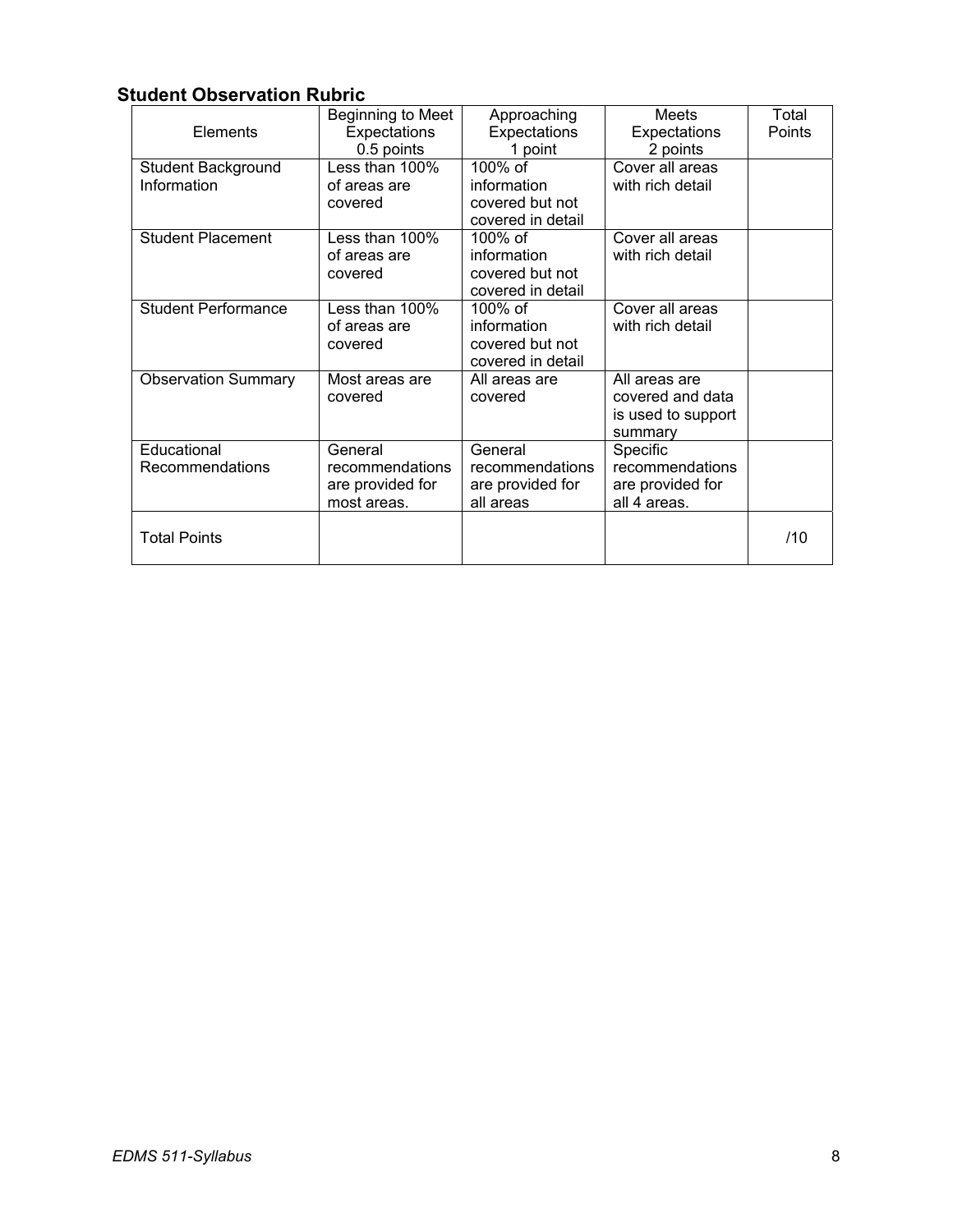## Student Observation Rubric

| Elements | Beginning to Meet Expectations 0.5 points | Approaching Expectations 1 point | Meets Expectations 2 points | Total Points |
|---|---|---|---|---|
| Student Background Information | Less than 100% of areas are covered | 100% of information covered but not covered in detail | Cover all areas with rich detail | |
| Student Placement | Less than 100% of areas are covered | 100% of information covered but not covered in detail | Cover all areas with rich detail | |
| Student Performance | Less than 100% of areas are covered | 100% of information covered but not covered in detail | Cover all areas with rich detail | |
| Observation Summary | Most areas are covered | All areas are covered | All areas are covered and data is used to support summary | |
| Educational Recommendations | General recommendations are provided for most areas. | General recommendations are provided for all areas | Specific recommendations are provided for all 4 areas. | |
| Total Points | | | | /10 |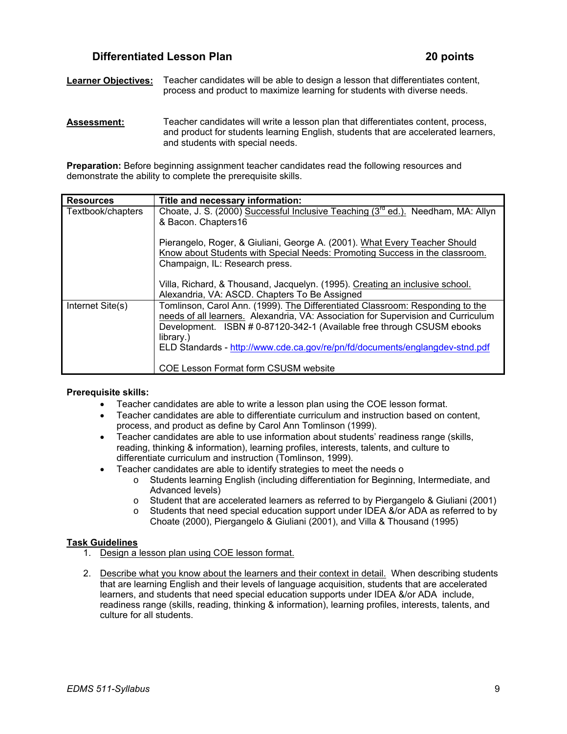## Differentiated Lesson Plan 20 points

**Learner Objectives:** Teacher candidates will be able to design a lesson that differentiates content, process and product to maximize learning for students with diverse needs.

**Assessment:** Teacher candidates will write a lesson plan that differentiates content, process, and product for students learning English, students that are accelerated learners, and students with special needs.

**Preparation:** Before beginning assignment teacher candidates read the following resources and demonstrate the ability to complete the prerequisite skills.

| **Resources** | **Title and necessary information:** |
|---|---|
| Textbook/chapters | Choate, J. S. (2000) Successful Inclusive Teaching (3rd ed.). Needham, MA: Allyn & Bacon. Chapters16<br><br>Pierangelo, Roger, & Giuliani, George A. (2001). What Every Teacher Should Know about Students with Special Needs: Promoting Success in the classroom. Champaign, IL: Research press.<br><br>Villa, Richard, & Thousand, Jacquelyn. (1995). Creating an inclusive school. Alexandria, VA: ASCD. Chapters To Be Assigned |
| Internet Site(s) | Tomlinson, Carol Ann. (1999). The Differentiated Classroom: Responding to the needs of all learners. Alexandria, VA: Association for Supervision and Curriculum Development. ISBN # 0-87120-342-1 (Available free through CSUSM ebooks library.)<br>ELD Standards - http://www.cde.ca.gov/re/pn/fd/documents/englangdev-stnd.pdf<br><br>COE Lesson Format form CSUSM website |

**Prerequisite skills:**

- Teacher candidates are able to write a lesson plan using the COE lesson format.
- Teacher candidates are able to differentiate curriculum and instruction based on content, process, and product as define by Carol Ann Tomlinson (1999).
- Teacher candidates are able to use information about students' readiness range (skills, reading, thinking & information), learning profiles, interests, talents, and culture to differentiate curriculum and instruction (Tomlinson, 1999).
- Teacher candidates are able to identify strategies to meet the needs o
  - Students learning English (including differentiation for Beginning, Intermediate, and Advanced levels)
  - Student that are accelerated learners as referred to by Piergangelo & Giuliani (2001)
  - Students that need special education support under IDEA &/or ADA as referred to by Choate (2000), Piergangelo & Giuliani (2001), and Villa & Thousand (1995)

**Task Guidelines**

1. Design a lesson plan using COE lesson format.

2. Describe what you know about the learners and their context in detail. When describing students that are learning English and their levels of language acquisition, students that are accelerated learners, and students that need special education supports under IDEA &/or ADA include, readiness range (skills, reading, thinking & information), learning profiles, interests, talents, and culture for all students.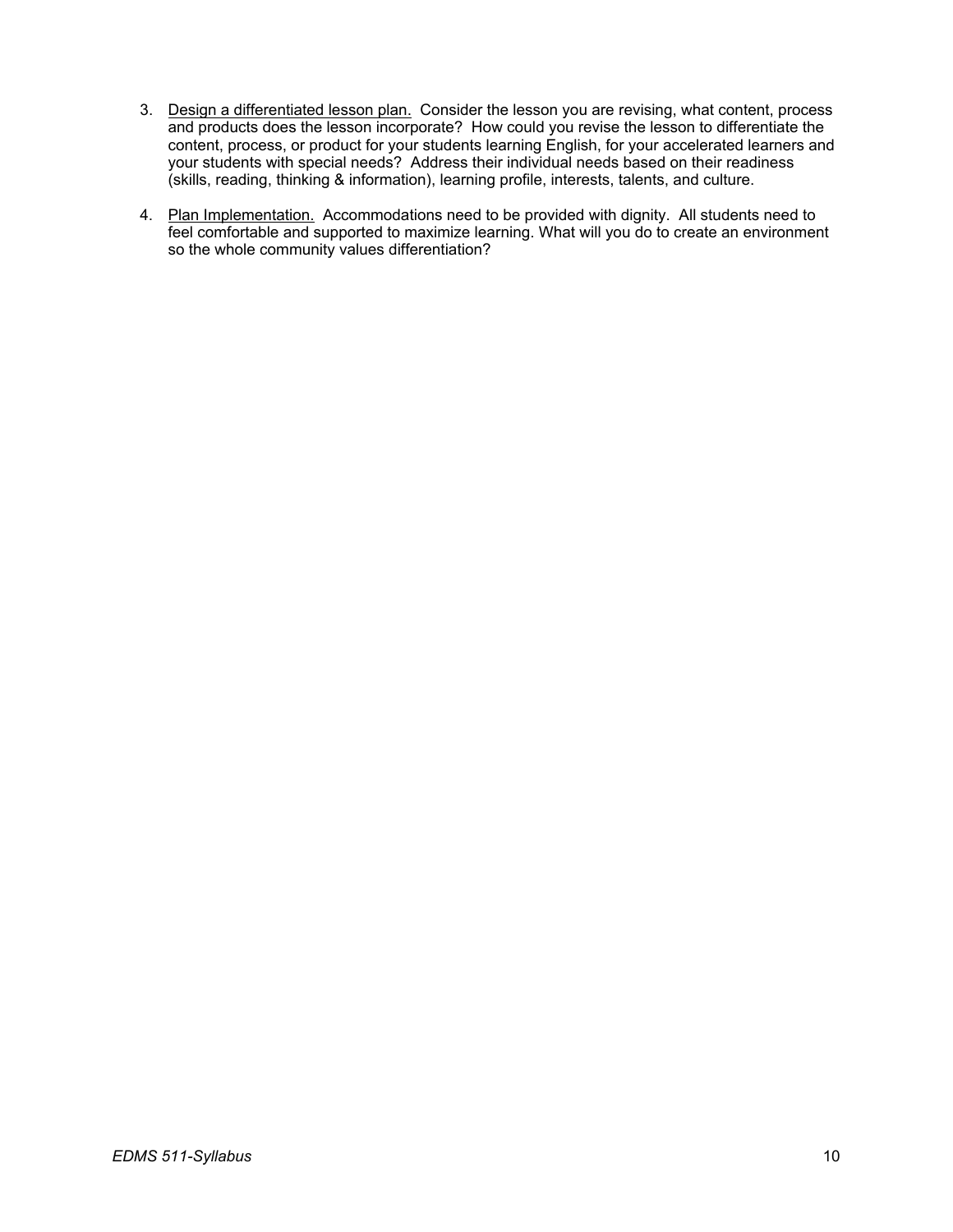3. <u>Design a differentiated lesson plan.</u> Consider the lesson you are revising, what content, process and products does the lesson incorporate? How could you revise the lesson to differentiate the content, process, or product for your students learning English, for your accelerated learners and your students with special needs? Address their individual needs based on their readiness (skills, reading, thinking & information), learning profile, interests, talents, and culture.

4. <u>Plan Implementation.</u> Accommodations need to be provided with dignity. All students need to feel comfortable and supported to maximize learning. What will you do to create an environment so the whole community values differentiation?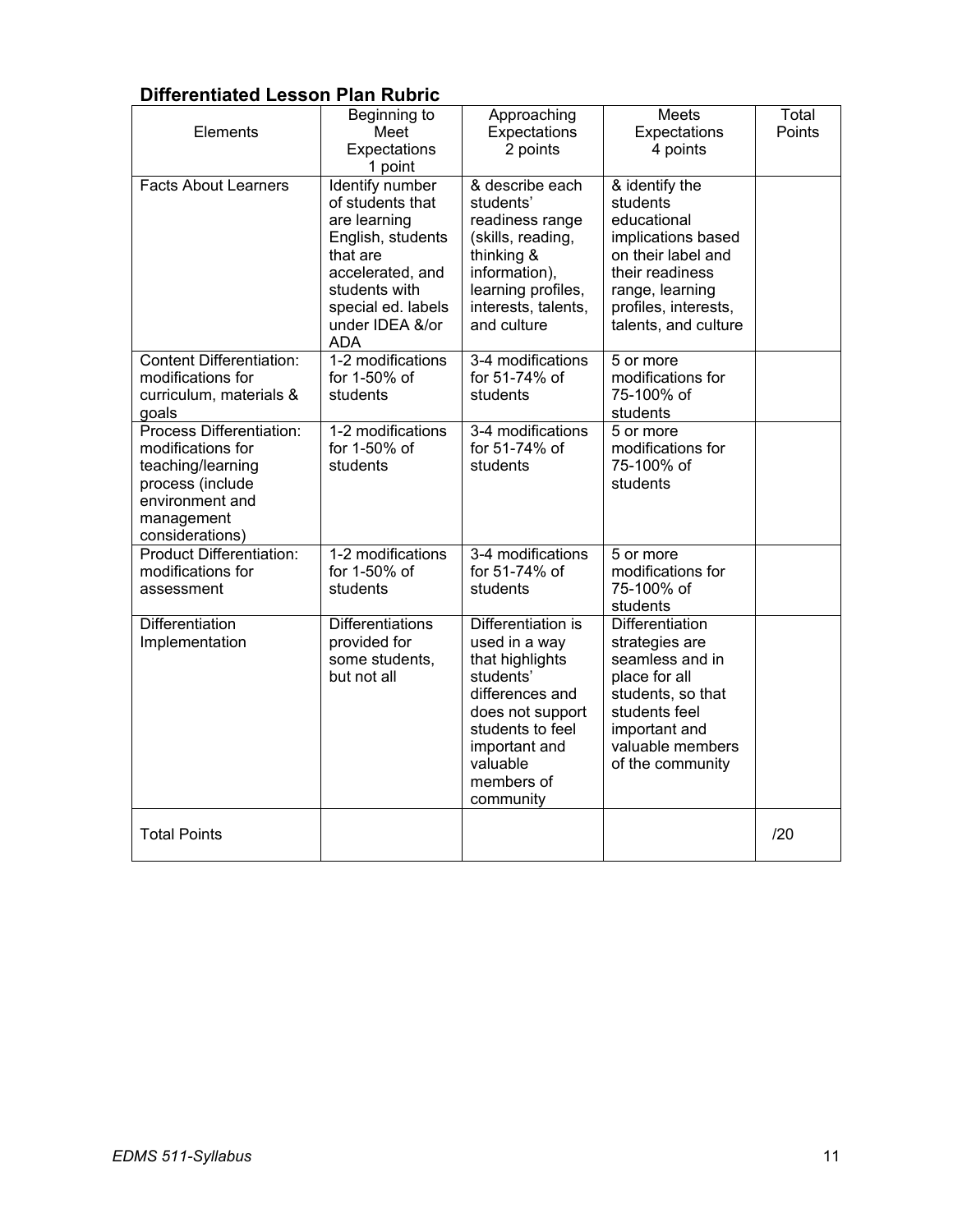### Differentiated Lesson Plan Rubric

| Elements | Beginning to Meet Expectations 1 point | Approaching Expectations 2 points | Meets Expectations 4 points | Total Points |
|---|---|---|---|---|
| Facts About Learners | Identify number of students that are learning English, students that are accelerated, and students with special ed. labels under IDEA &/or ADA | & describe each students' readiness range (skills, reading, thinking & information), learning profiles, interests, talents, and culture | & identify the students educational implications based on their label and their readiness range, learning profiles, interests, talents, and culture | |
| Content Differentiation: modifications for curriculum, materials & goals | 1-2 modifications for 1-50% of students | 3-4 modifications for 51-74% of students | 5 or more modifications for 75-100% of students | |
| Process Differentiation: modifications for teaching/learning process (include environment and management considerations) | 1-2 modifications for 1-50% of students | 3-4 modifications for 51-74% of students | 5 or more modifications for 75-100% of students | |
| Product Differentiation: modifications for assessment | 1-2 modifications for 1-50% of students | 3-4 modifications for 51-74% of students | 5 or more modifications for 75-100% of students | |
| Differentiation Implementation | Differentiations provided for some students, but not all | Differentiation is used in a way that highlights students' differences and does not support students to feel important and valuable members of community | Differentiation strategies are seamless and in place for all students, so that students feel important and valuable members of the community | |
| Total Points | | | | /20 |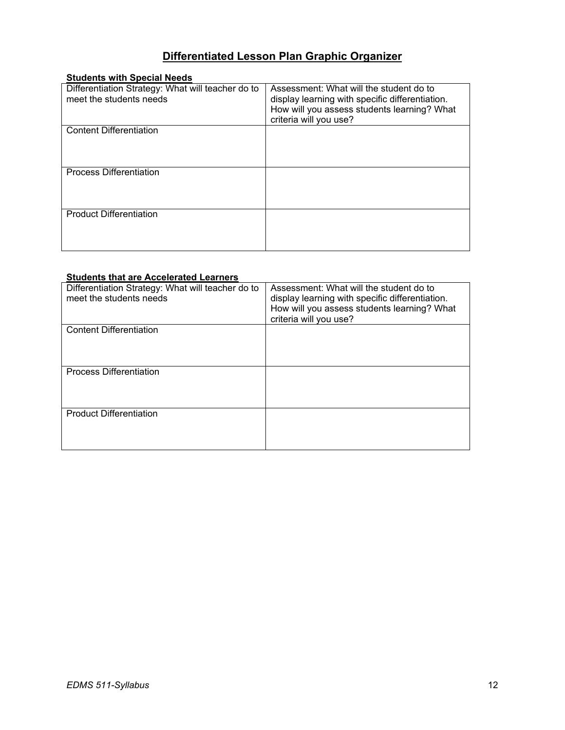# Differentiated Lesson Plan Graphic Organizer

**Students with Special Needs**

| Differentiation Strategy: What will teacher do to meet the students needs | Assessment: What will the student do to display learning with specific differentiation. How will you assess students learning? What criteria will you use? |
|---|---|
| Content Differentiation | |
| Process Differentiation | |
| Product Differentiation | |

**Students that are Accelerated Learners**

| Differentiation Strategy: What will teacher do to meet the students needs | Assessment: What will the student do to display learning with specific differentiation. How will you assess students learning? What criteria will you use? |
|---|---|
| Content Differentiation | |
| Process Differentiation | |
| Product Differentiation | |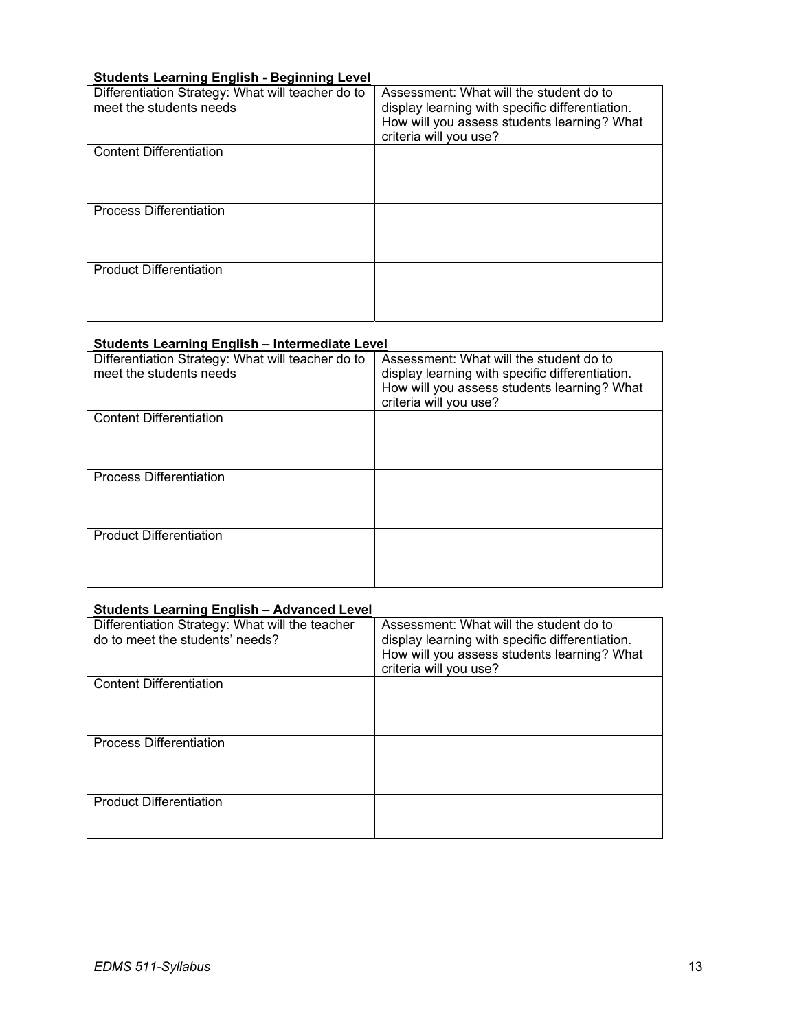**Students Learning English - Beginning Level**

| Differentiation Strategy: What will teacher do to meet the students needs | Assessment: What will the student do to display learning with specific differentiation. How will you assess students learning? What criteria will you use? |
|---|---|
| Content Differentiation | |
| Process Differentiation | |
| Product Differentiation | |

**Students Learning English – Intermediate Level**

| Differentiation Strategy: What will teacher do to meet the students needs | Assessment: What will the student do to display learning with specific differentiation. How will you assess students learning? What criteria will you use? |
|---|---|
| Content Differentiation | |
| Process Differentiation | |
| Product Differentiation | |

**Students Learning English – Advanced Level**

| Differentiation Strategy: What will the teacher do to meet the students' needs? | Assessment: What will the student do to display learning with specific differentiation. How will you assess students learning? What criteria will you use? |
|---|---|
| Content Differentiation | |
| Process Differentiation | |
| Product Differentiation | |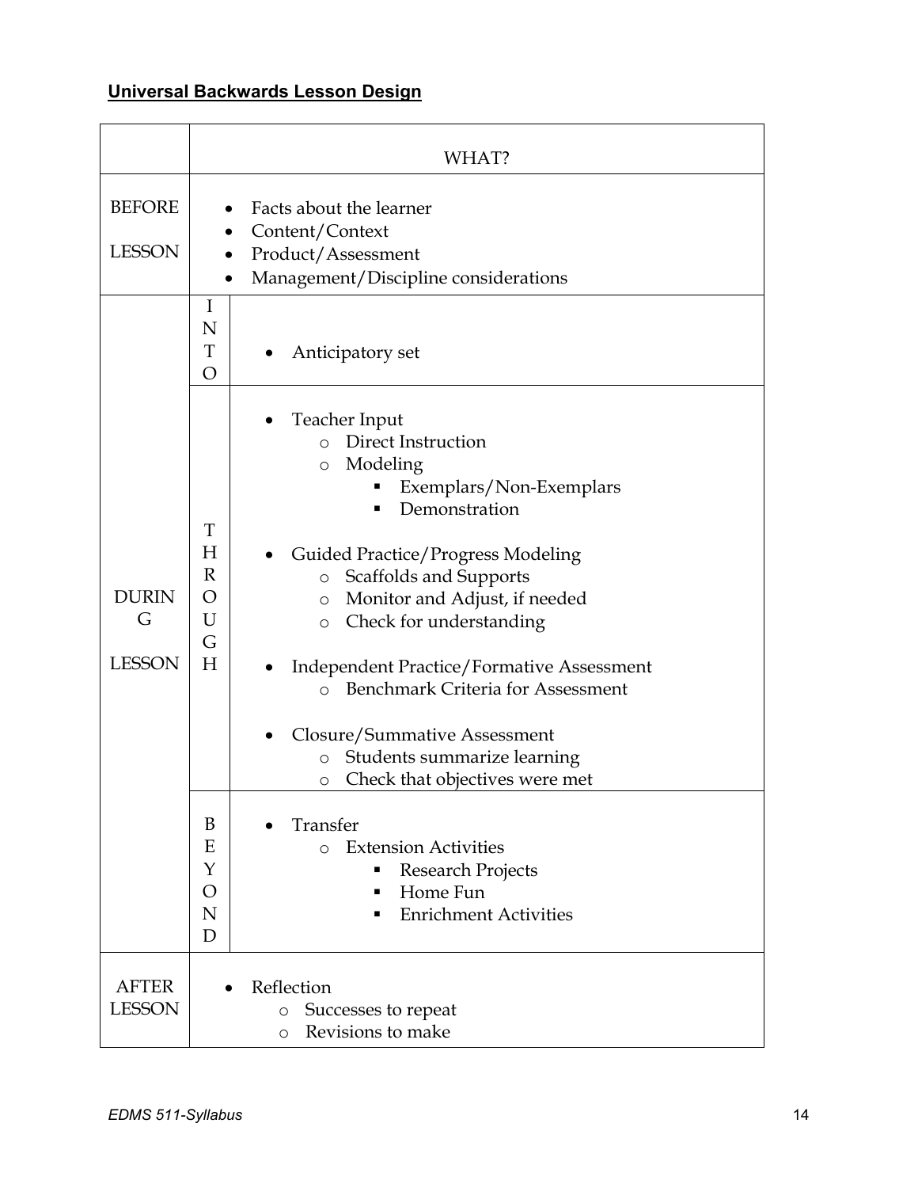**Universal Backwards Lesson Design**

| | | WHAT? |
|---|---|---|
| BEFORE LESSON | | • Facts about the learner<br>• Content/Context<br>• Product/Assessment<br>• Management/Discipline considerations |
| DURING LESSON | INTO | • Anticipatory set |
| | THROUGH | • Teacher Input<br>  ○ Direct Instruction<br>  ○ Modeling<br>    ▪ Exemplars/Non-Exemplars<br>    ▪ Demonstration<br>• Guided Practice/Progress Modeling<br>  ○ Scaffolds and Supports<br>  ○ Monitor and Adjust, if needed<br>  ○ Check for understanding<br>• Independent Practice/Formative Assessment<br>  ○ Benchmark Criteria for Assessment<br>• Closure/Summative Assessment<br>  ○ Students summarize learning<br>  ○ Check that objectives were met |
| | BEYOND | • Transfer<br>  ○ Extension Activities<br>    ▪ Research Projects<br>    ▪ Home Fun<br>    ▪ Enrichment Activities |
| AFTER LESSON | | • Reflection<br>  ○ Successes to repeat<br>  ○ Revisions to make |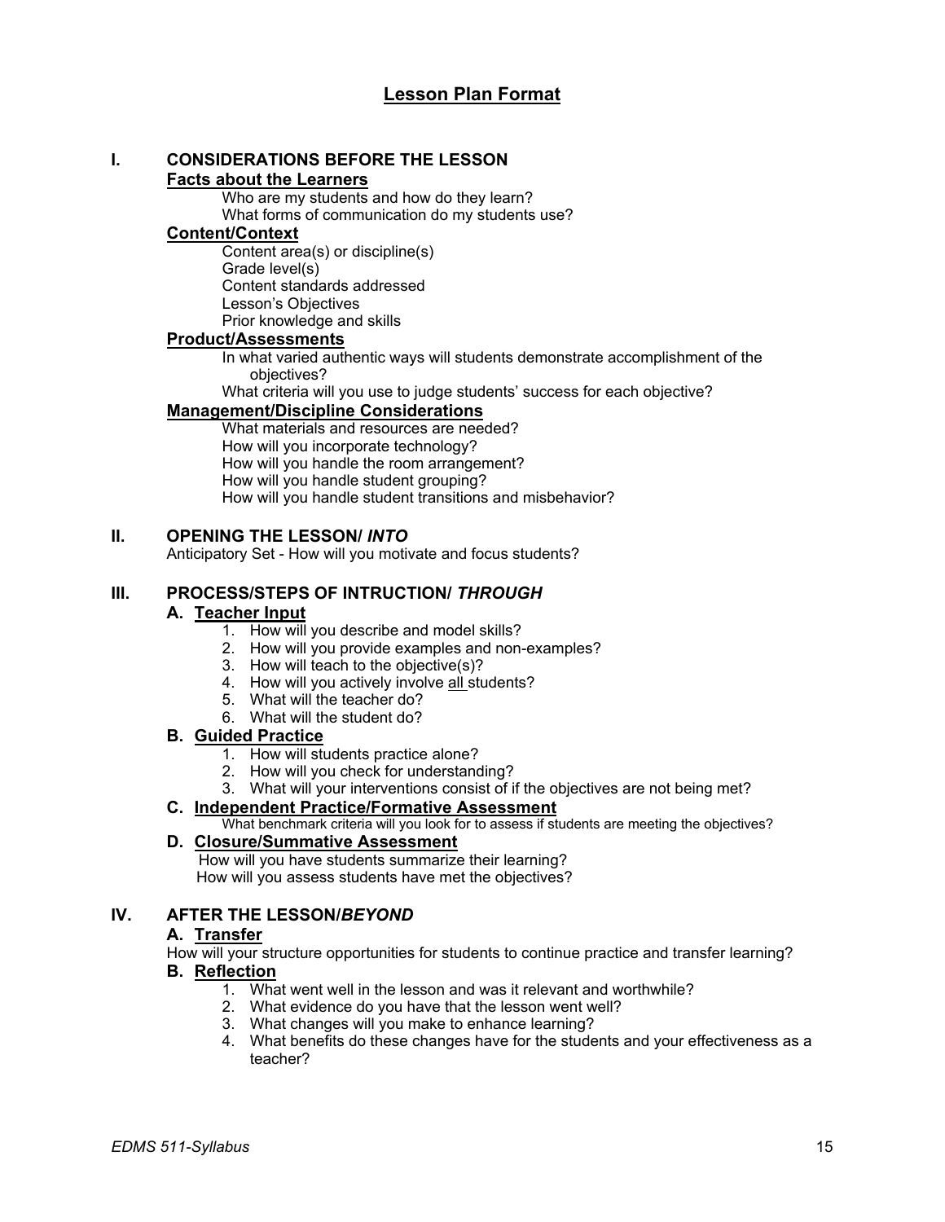# Lesson Plan Format

## I. CONSIDERATIONS BEFORE THE LESSON

### Facts about the Learners

Who are my students and how do they learn?
What forms of communication do my students use?

### Content/Context

Content area(s) or discipline(s)
Grade level(s)
Content standards addressed
Lesson's Objectives
Prior knowledge and skills

### Product/Assessments

In what varied authentic ways will students demonstrate accomplishment of the objectives?
What criteria will you use to judge students' success for each objective?

### Management/Discipline Considerations

What materials and resources are needed?
How will you incorporate technology?
How will you handle the room arrangement?
How will you handle student grouping?
How will you handle student transitions and misbehavior?

## II. OPENING THE LESSON/ *INTO*

Anticipatory Set - How will you motivate and focus students?

## III. PROCESS/STEPS OF INTRUCTION/ *THROUGH*

### A. Teacher Input

1. How will you describe and model skills?
2. How will you provide examples and non-examples?
3. How will teach to the objective(s)?
4. How will you actively involve <u>all</u> students?
5. What will the teacher do?
6. What will the student do?

### B. Guided Practice

1. How will students practice alone?
2. How will you check for understanding?
3. What will your interventions consist of if the objectives are not being met?

### C. Independent Practice/Formative Assessment

What benchmark criteria will you look for to assess if students are meeting the objectives?

### D. Closure/Summative Assessment

How will you have students summarize their learning?
How will you assess students have met the objectives?

## IV. AFTER THE LESSON/*BEYOND*

### A. Transfer

How will your structure opportunities for students to continue practice and transfer learning?

### B. Reflection

1. What went well in the lesson and was it relevant and worthwhile?
2. What evidence do you have that the lesson went well?
3. What changes will you make to enhance learning?
4. What benefits do these changes have for the students and your effectiveness as a teacher?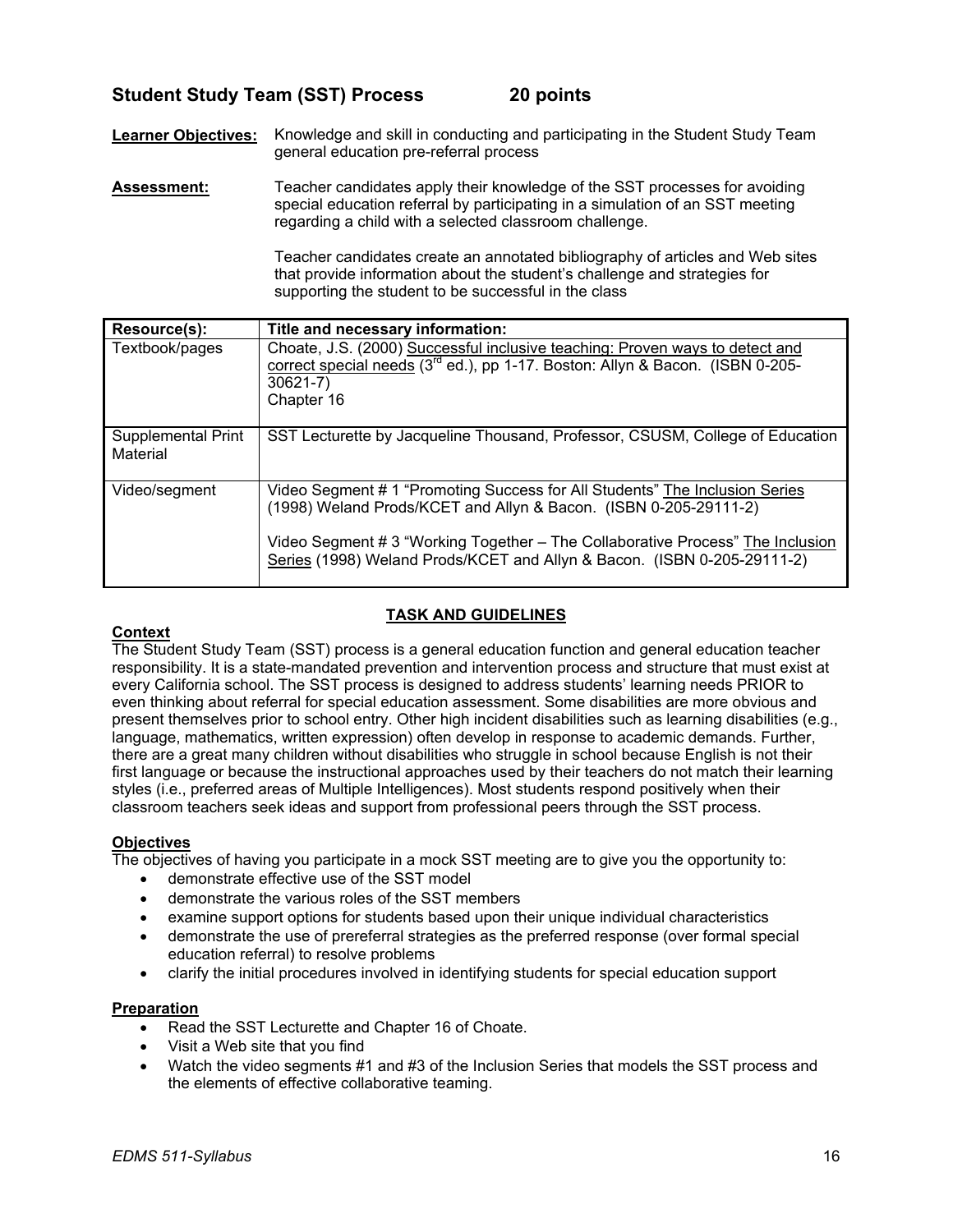## Student Study Team (SST) Process 20 points

**Learner Objectives:** Knowledge and skill in conducting and participating in the Student Study Team general education pre-referral process

**Assessment:** Teacher candidates apply their knowledge of the SST processes for avoiding special education referral by participating in a simulation of an SST meeting regarding a child with a selected classroom challenge.

Teacher candidates create an annotated bibliography of articles and Web sites that provide information about the student's challenge and strategies for supporting the student to be successful in the class

| Resource(s): | Title and necessary information: |
|---|---|
| Textbook/pages | Choate, J.S. (2000) Successful inclusive teaching: Proven ways to detect and correct special needs (3rd ed.), pp 1-17. Boston: Allyn & Bacon. (ISBN 0-205-30621-7)<br>Chapter 16 |
| Supplemental Print Material | SST Lecturette by Jacqueline Thousand, Professor, CSUSM, College of Education |
| Video/segment | Video Segment # 1 "Promoting Success for All Students" The Inclusion Series (1998) Weland Prods/KCET and Allyn & Bacon. (ISBN 0-205-29111-2)<br><br>Video Segment # 3 "Working Together – The Collaborative Process" The Inclusion Series (1998) Weland Prods/KCET and Allyn & Bacon. (ISBN 0-205-29111-2) |

### TASK AND GUIDELINES

**Context**

The Student Study Team (SST) process is a general education function and general education teacher responsibility. It is a state-mandated prevention and intervention process and structure that must exist at every California school. The SST process is designed to address students' learning needs PRIOR to even thinking about referral for special education assessment. Some disabilities are more obvious and present themselves prior to school entry. Other high incident disabilities such as learning disabilities (e.g., language, mathematics, written expression) often develop in response to academic demands. Further, there are a great many children without disabilities who struggle in school because English is not their first language or because the instructional approaches used by their teachers do not match their learning styles (i.e., preferred areas of Multiple Intelligences). Most students respond positively when their classroom teachers seek ideas and support from professional peers through the SST process.

**Objectives**

The objectives of having you participate in a mock SST meeting are to give you the opportunity to:

- demonstrate effective use of the SST model
- demonstrate the various roles of the SST members
- examine support options for students based upon their unique individual characteristics
- demonstrate the use of prereferral strategies as the preferred response (over formal special education referral) to resolve problems
- clarify the initial procedures involved in identifying students for special education support

**Preparation**

- Read the SST Lecturette and Chapter 16 of Choate.
- Visit a Web site that you find
- Watch the video segments #1 and #3 of the Inclusion Series that models the SST process and the elements of effective collaborative teaming.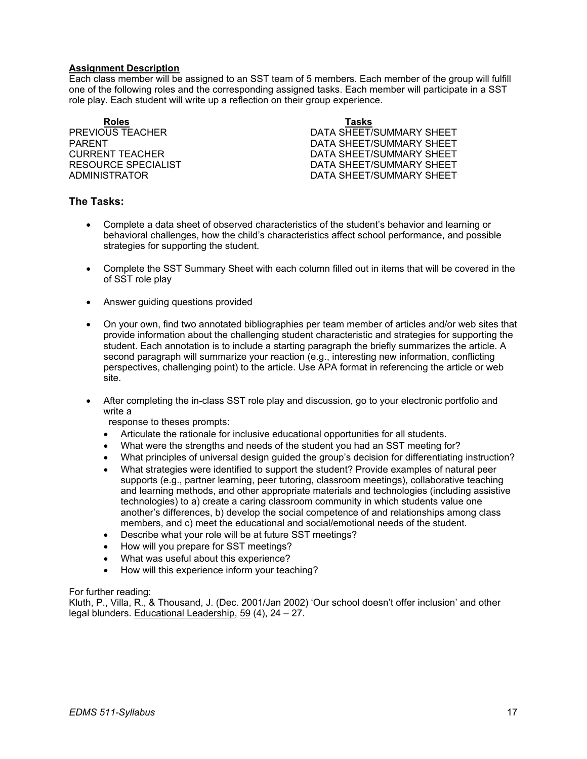**Assignment Description**

Each class member will be assigned to an SST team of 5 members. Each member of the group will fulfill one of the following roles and the corresponding assigned tasks. Each member will participate in a SST role play. Each student will write up a reflection on their group experience.

| Roles | Tasks |
|---|---|
| PREVIOUS TEACHER | DATA SHEET/SUMMARY SHEET |
| PARENT | DATA SHEET/SUMMARY SHEET |
| CURRENT TEACHER | DATA SHEET/SUMMARY SHEET |
| RESOURCE SPECIALIST | DATA SHEET/SUMMARY SHEET |
| ADMINISTRATOR | DATA SHEET/SUMMARY SHEET |

### The Tasks:

- Complete a data sheet of observed characteristics of the student's behavior and learning or behavioral challenges, how the child's characteristics affect school performance, and possible strategies for supporting the student.

- Complete the SST Summary Sheet with each column filled out in items that will be covered in the of SST role play

- Answer guiding questions provided

- On your own, find two annotated bibliographies per team member of articles and/or web sites that provide information about the challenging student characteristic and strategies for supporting the student. Each annotation is to include a starting paragraph the briefly summarizes the article. A second paragraph will summarize your reaction (e.g., interesting new information, conflicting perspectives, challenging point) to the article. Use APA format in referencing the article or web site.

- After completing the in-class SST role play and discussion, go to your electronic portfolio and write a
  response to theses prompts:
  - Articulate the rationale for inclusive educational opportunities for all students.
  - What were the strengths and needs of the student you had an SST meeting for?
  - What principles of universal design guided the group's decision for differentiating instruction?
  - What strategies were identified to support the student? Provide examples of natural peer supports (e.g., partner learning, peer tutoring, classroom meetings), collaborative teaching and learning methods, and other appropriate materials and technologies (including assistive technologies) to a) create a caring classroom community in which students value one another's differences, b) develop the social competence of and relationships among class members, and c) meet the educational and social/emotional needs of the student.
  - Describe what your role will be at future SST meetings?
  - How will you prepare for SST meetings?
  - What was useful about this experience?
  - How will this experience inform your teaching?

For further reading:
Kluth, P., Villa, R., & Thousand, J. (Dec. 2001/Jan 2002) 'Our school doesn't offer inclusion' and other legal blunders. Educational Leadership, 59 (4), 24 – 27.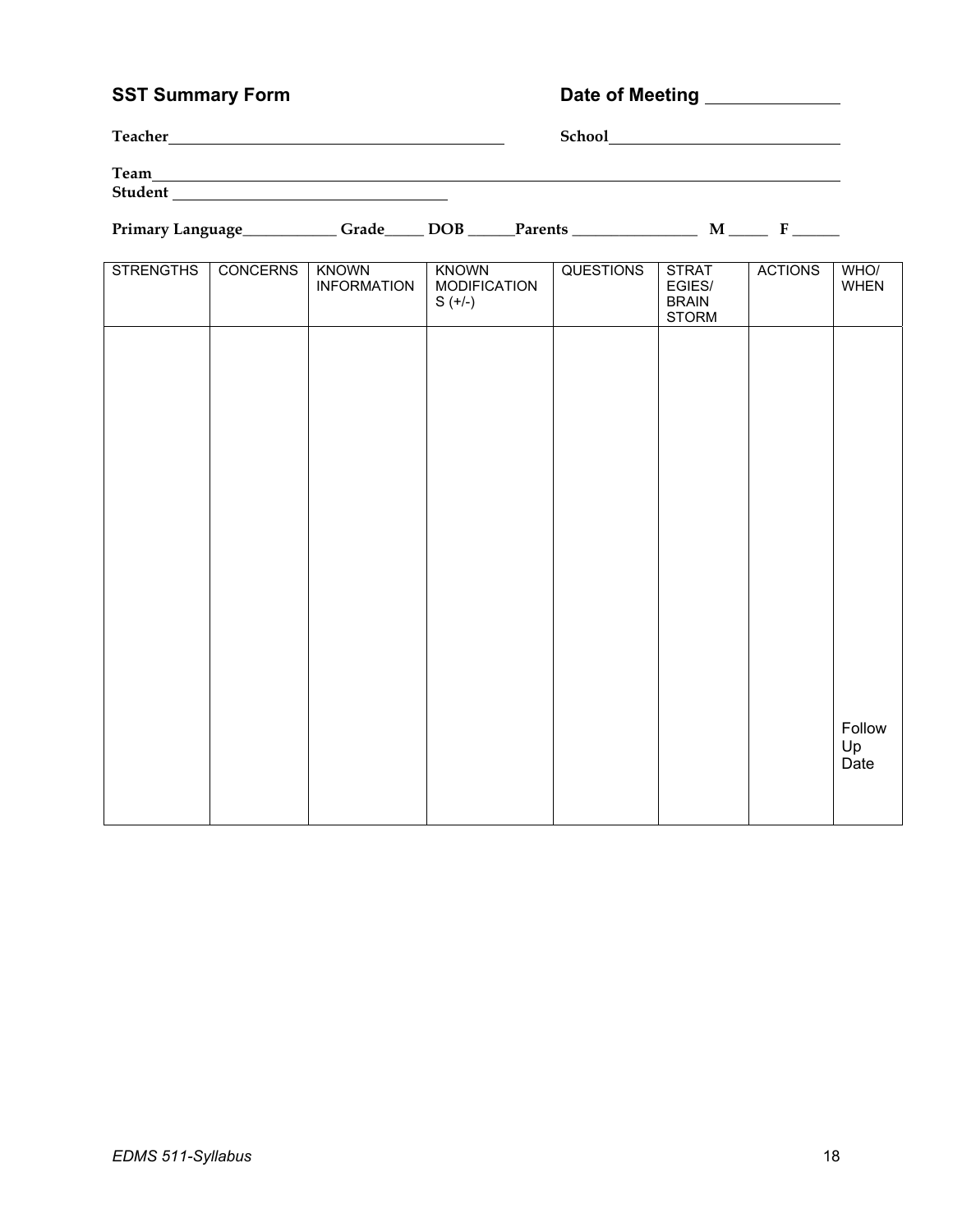## SST Summary Form

**Date of Meeting** _______________

**Teacher**_________________________________________ **School**_____________________________

**Team**__________________________________________________________________________________

**Student** ___________________________________

**Primary Language**____________ **Grade**_____ **DOB** ______**Parents** ________________ **M** _____ **F** ______

| STRENGTHS | CONCERNS | KNOWN INFORMATION | KNOWN MODIFICATIONS (+/-) | QUESTIONS | STRATEGIES/ BRAIN STORM | ACTIONS | WHO/ WHEN |
|---|---|---|---|---|---|---|---|
| | | | | | | | Follow Up Date |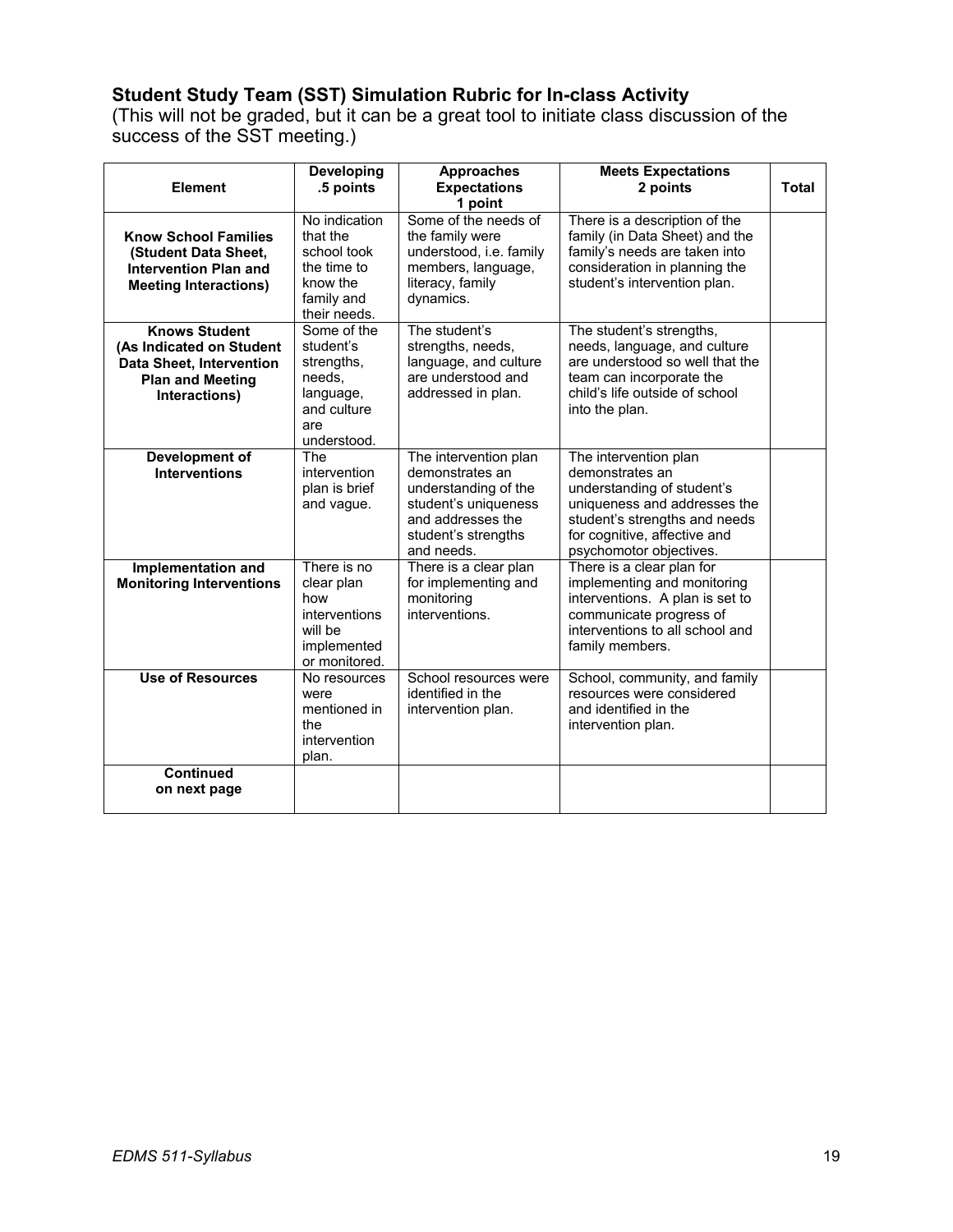## Student Study Team (SST) Simulation Rubric for In-class Activity

(This will not be graded, but it can be a great tool to initiate class discussion of the success of the SST meeting.)

| Element | Developing .5 points | Approaches Expectations 1 point | Meets Expectations 2 points | Total |
|---|---|---|---|---|
| **Know School Families (Student Data Sheet, Intervention Plan and Meeting Interactions)** | No indication that the school took the time to know the family and their needs. | Some of the needs of the family were understood, i.e. family members, language, literacy, family dynamics. | There is a description of the family (in Data Sheet) and the family's needs are taken into consideration in planning the student's intervention plan. | |
| **Knows Student (As Indicated on Student Data Sheet, Intervention Plan and Meeting Interactions)** | Some of the student's strengths, needs, language, and culture are understood. | The student's strengths, needs, language, and culture are understood and addressed in plan. | The student's strengths, needs, language, and culture are understood so well that the team can incorporate the child's life outside of school into the plan. | |
| **Development of Interventions** | The intervention plan is brief and vague. | The intervention plan demonstrates an understanding of the student's uniqueness and addresses the student's strengths and needs. | The intervention plan demonstrates an understanding of student's uniqueness and addresses the student's strengths and needs for cognitive, affective and psychomotor objectives. | |
| **Implementation and Monitoring Interventions** | There is no clear plan how interventions will be implemented or monitored. | There is a clear plan for implementing and monitoring interventions. | There is a clear plan for implementing and monitoring interventions. A plan is set to communicate progress of interventions to all school and family members. | |
| **Use of Resources** | No resources were mentioned in the intervention plan. | School resources were identified in the intervention plan. | School, community, and family resources were considered and identified in the intervention plan. | |
| **Continued on next page** | | | | |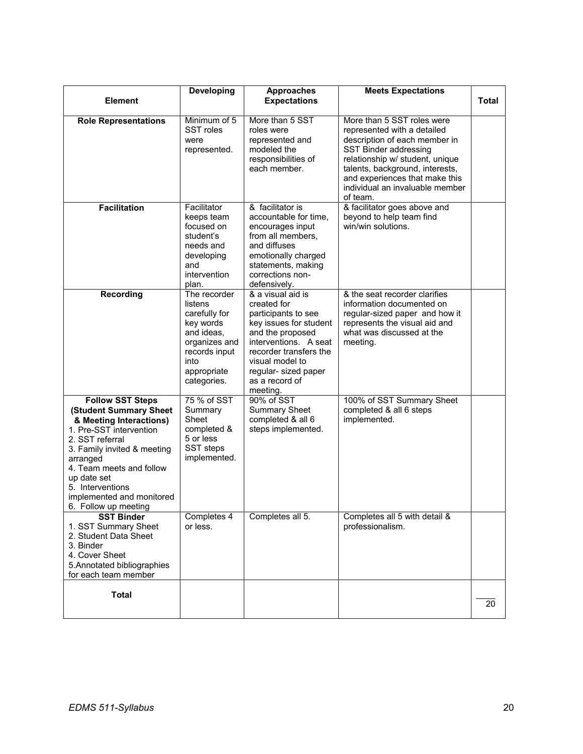| Element | Developing | Approaches Expectations | Meets Expectations | Total |
|---|---|---|---|---|
| **Role Representations** | Minimum of 5 SST roles were represented. | More than 5 SST roles were represented and modeled the responsibilities of each member. | More than 5 SST roles were represented with a detailed description of each member in SST Binder addressing relationship w/ student, unique talents, background, interests, and experiences that make this individual an invaluable member of team. | |
| **Facilitation** | Facilitator keeps team focused on student's needs and developing and intervention plan. | & facilitator is accountable for time, encourages input from all members, and diffuses emotionally charged statements, making corrections non-defensively. | & facilitator goes above and beyond to help team find win/win solutions. | |
| **Recording** | The recorder listens carefully for key words and ideas, organizes and records input into appropriate categories. | & a visual aid is created for participants to see key issues for student and the proposed interventions. A seat recorder transfers the visual model to regular- sized paper as a record of meeting. | & the seat recorder clarifies information documented on regular-sized paper and how it represents the visual aid and what was discussed at the meeting. | |
| **Follow SST Steps (Student Summary Sheet & Meeting Interactions)**<br>1. Pre-SST intervention<br>2. SST referral<br>3. Family invited & meeting arranged<br>4. Team meets and follow up date set<br>5. Interventions implemented and monitored<br>6. Follow up meeting | 75 % of SST Summary Sheet completed & 5 or less SST steps implemented. | 90% of SST Summary Sheet completed & all 6 steps implemented. | 100% of SST Summary Sheet completed & all 6 steps implemented. | |
| **SST Binder**<br>1. SST Summary Sheet<br>2. Student Data Sheet<br>3. Binder<br>4. Cover Sheet<br>5. Annotated bibliographies for each team member | Completes 4 or less. | Completes all 5. | Completes all 5 with detail & professionalism. | |
| **Total** | | | | ____ 20 |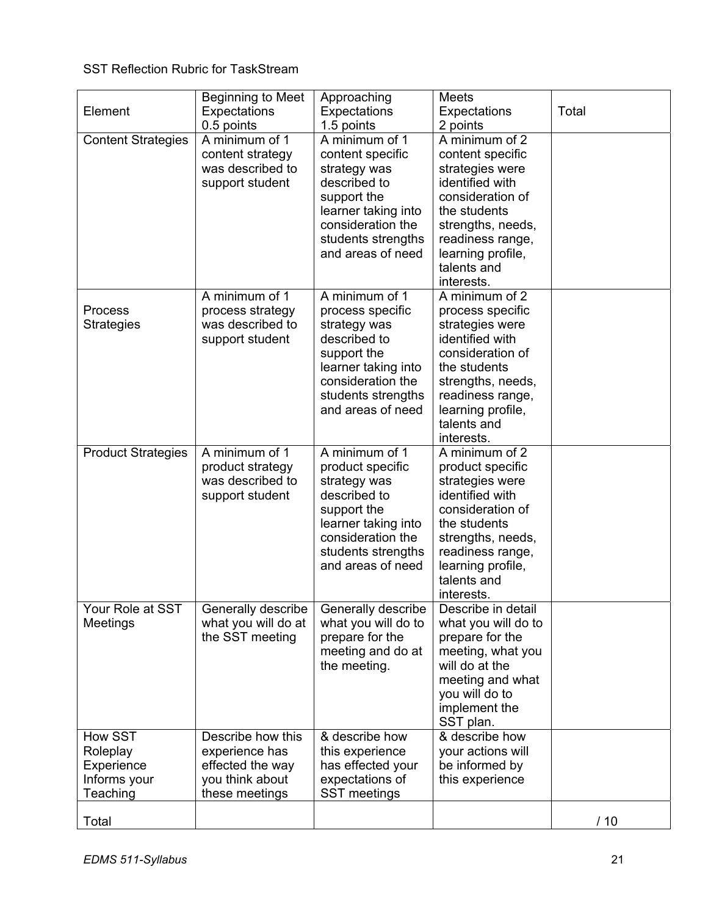SST Reflection Rubric for TaskStream

| Element | Beginning to Meet Expectations 0.5 points | Approaching Expectations 1.5 points | Meets Expectations 2 points | Total |
|---|---|---|---|---|
| Content Strategies | A minimum of 1 content strategy was described to support student | A minimum of 1 content specific strategy was described to support the learner taking into consideration the students strengths and areas of need | A minimum of 2 content specific strategies were identified with consideration of the students strengths, needs, readiness range, learning profile, talents and interests. | |
| Process Strategies | A minimum of 1 process strategy was described to support student | A minimum of 1 process specific strategy was described to support the learner taking into consideration the students strengths and areas of need | A minimum of 2 process specific strategies were identified with consideration of the students strengths, needs, readiness range, learning profile, talents and interests. | |
| Product Strategies | A minimum of 1 product strategy was described to support student | A minimum of 1 product specific strategy was described to support the learner taking into consideration the students strengths and areas of need | A minimum of 2 product specific strategies were identified with consideration of the students strengths, needs, readiness range, learning profile, talents and interests. | |
| Your Role at SST Meetings | Generally describe what you will do at the SST meeting | Generally describe what you will do to prepare for the meeting and do at the meeting. | Describe in detail what you will do to prepare for the meeting, what you will do at the meeting and what you will do to implement the SST plan. | |
| How SST Roleplay Experience Informs your Teaching | Describe how this experience has effected the way you think about these meetings | & describe how this experience has effected your expectations of SST meetings | & describe how your actions will be informed by this experience | |
| Total | | | | / 10 |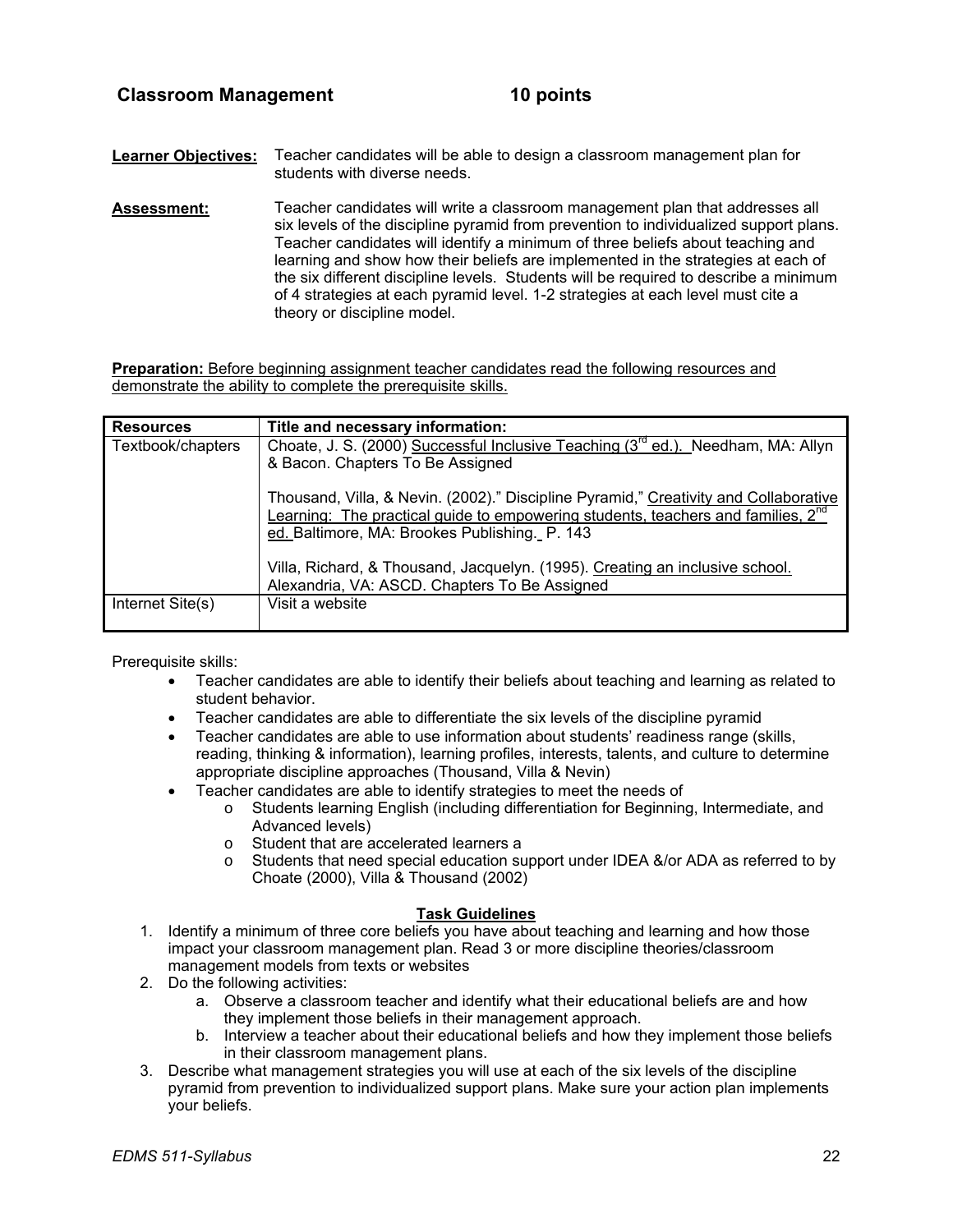## Classroom Management 10 points

**Learner Objectives:** Teacher candidates will be able to design a classroom management plan for students with diverse needs.

**Assessment:** Teacher candidates will write a classroom management plan that addresses all six levels of the discipline pyramid from prevention to individualized support plans. Teacher candidates will identify a minimum of three beliefs about teaching and learning and show how their beliefs are implemented in the strategies at each of the six different discipline levels. Students will be required to describe a minimum of 4 strategies at each pyramid level. 1-2 strategies at each level must cite a theory or discipline model.

**Preparation:** Before beginning assignment teacher candidates read the following resources and demonstrate the ability to complete the prerequisite skills.

| Resources | Title and necessary information: |
|---|---|
| Textbook/chapters | Choate, J. S. (2000) Successful Inclusive Teaching (3rd ed.). Needham, MA: Allyn & Bacon. Chapters To Be Assigned<br><br>Thousand, Villa, & Nevin. (2002)." Discipline Pyramid," Creativity and Collaborative Learning: The practical guide to empowering students, teachers and families, 2nd ed. Baltimore, MA: Brookes Publishing. P. 143<br><br>Villa, Richard, & Thousand, Jacquelyn. (1995). Creating an inclusive school. Alexandria, VA: ASCD. Chapters To Be Assigned |
| Internet Site(s) | Visit a website |

Prerequisite skills:

- Teacher candidates are able to identify their beliefs about teaching and learning as related to student behavior.
- Teacher candidates are able to differentiate the six levels of the discipline pyramid
- Teacher candidates are able to use information about students' readiness range (skills, reading, thinking & information), learning profiles, interests, talents, and culture to determine appropriate discipline approaches (Thousand, Villa & Nevin)
- Teacher candidates are able to identify strategies to meet the needs of
  - Students learning English (including differentiation for Beginning, Intermediate, and Advanced levels)
  - Student that are accelerated learners a
  - Students that need special education support under IDEA &/or ADA as referred to by Choate (2000), Villa & Thousand (2002)

### Task Guidelines

1. Identify a minimum of three core beliefs you have about teaching and learning and how those impact your classroom management plan. Read 3 or more discipline theories/classroom management models from texts or websites
2. Do the following activities:
   a. Observe a classroom teacher and identify what their educational beliefs are and how they implement those beliefs in their management approach.
   b. Interview a teacher about their educational beliefs and how they implement those beliefs in their classroom management plans.
3. Describe what management strategies you will use at each of the six levels of the discipline pyramid from prevention to individualized support plans. Make sure your action plan implements your beliefs.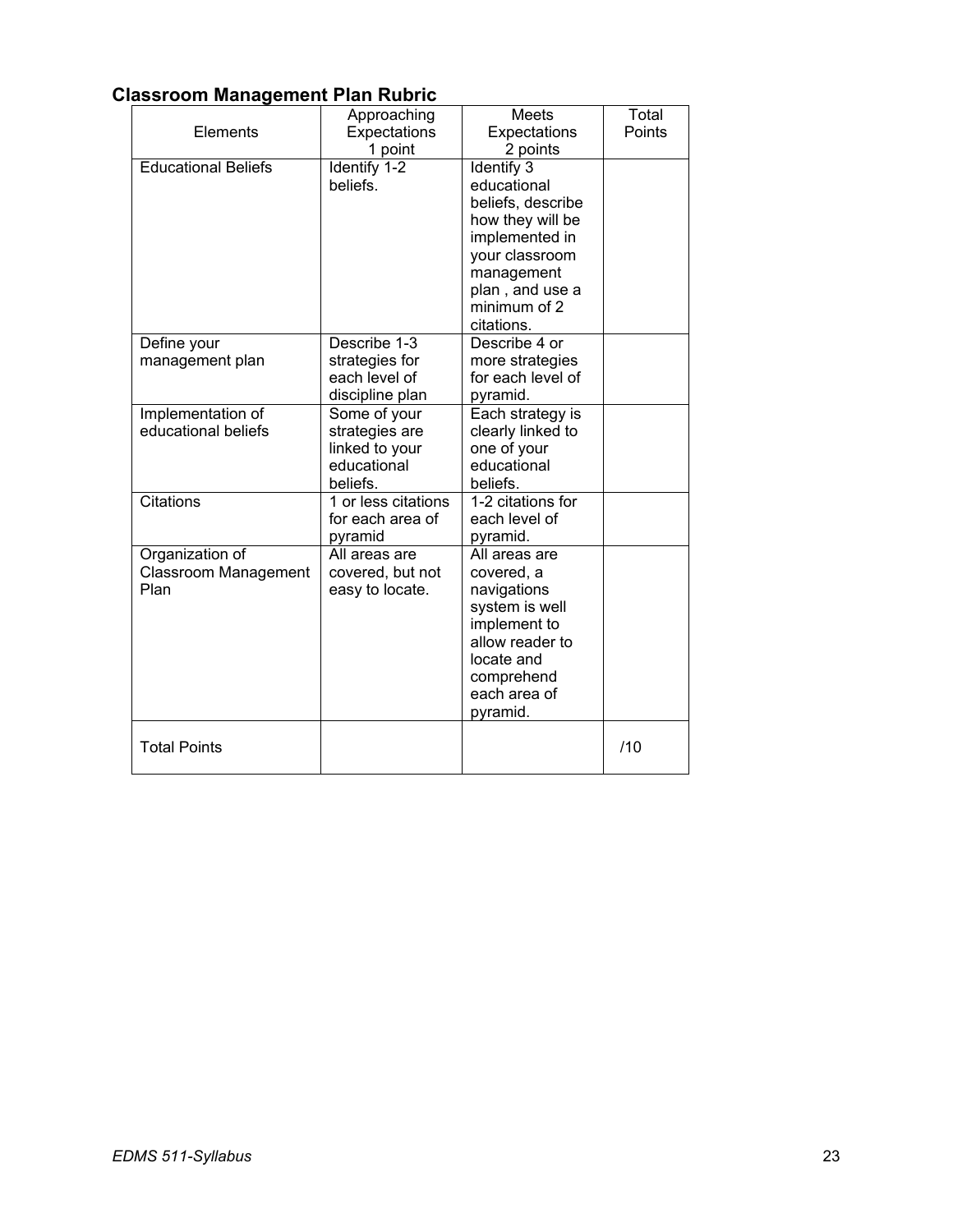## Classroom Management Plan Rubric

| Elements | Approaching Expectations 1 point | Meets Expectations 2 points | Total Points |
|---|---|---|---|
| Educational Beliefs | Identify 1-2 beliefs. | Identify 3 educational beliefs, describe how they will be implemented in your classroom management plan , and use a minimum of 2 citations. | |
| Define your management plan | Describe 1-3 strategies for each level of discipline plan | Describe 4 or more strategies for each level of pyramid. | |
| Implementation of educational beliefs | Some of your strategies are linked to your educational beliefs. | Each strategy is clearly linked to one of your educational beliefs. | |
| Citations | 1 or less citations for each area of pyramid | 1-2 citations for each level of pyramid. | |
| Organization of Classroom Management Plan | All areas are covered, but not easy to locate. | All areas are covered, a navigations system is well implement to allow reader to locate and comprehend each area of pyramid. | |
| Total Points | | | /10 |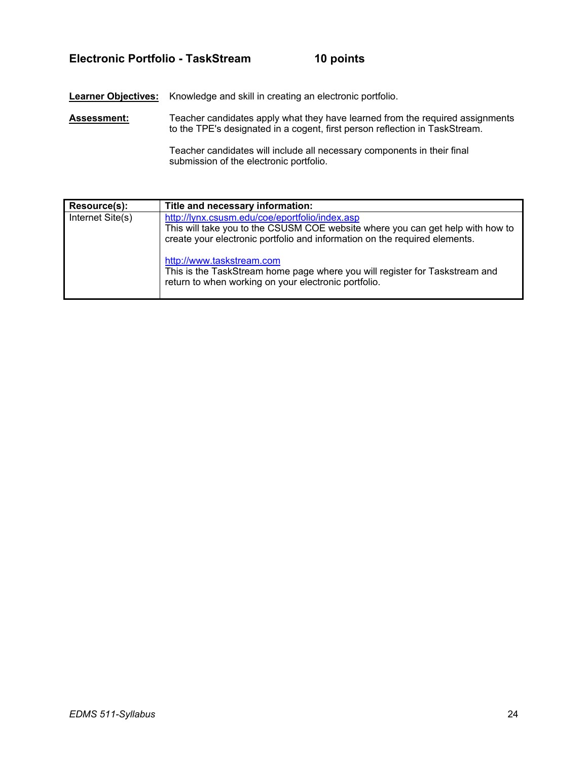## Electronic Portfolio - TaskStream 10 points

**Learner Objectives:** Knowledge and skill in creating an electronic portfolio.

**Assessment:** Teacher candidates apply what they have learned from the required assignments to the TPE's designated in a cogent, first person reflection in TaskStream.

Teacher candidates will include all necessary components in their final submission of the electronic portfolio.

| Resource(s): | Title and necessary information: |
|---|---|
| Internet Site(s) | http://lynx.csusm.edu/coe/eportfolio/index.asp<br>This will take you to the CSUSM COE website where you can get help with how to create your electronic portfolio and information on the required elements.<br><br>http://www.taskstream.com<br>This is the TaskStream home page where you will register for Taskstream and return to when working on your electronic portfolio. |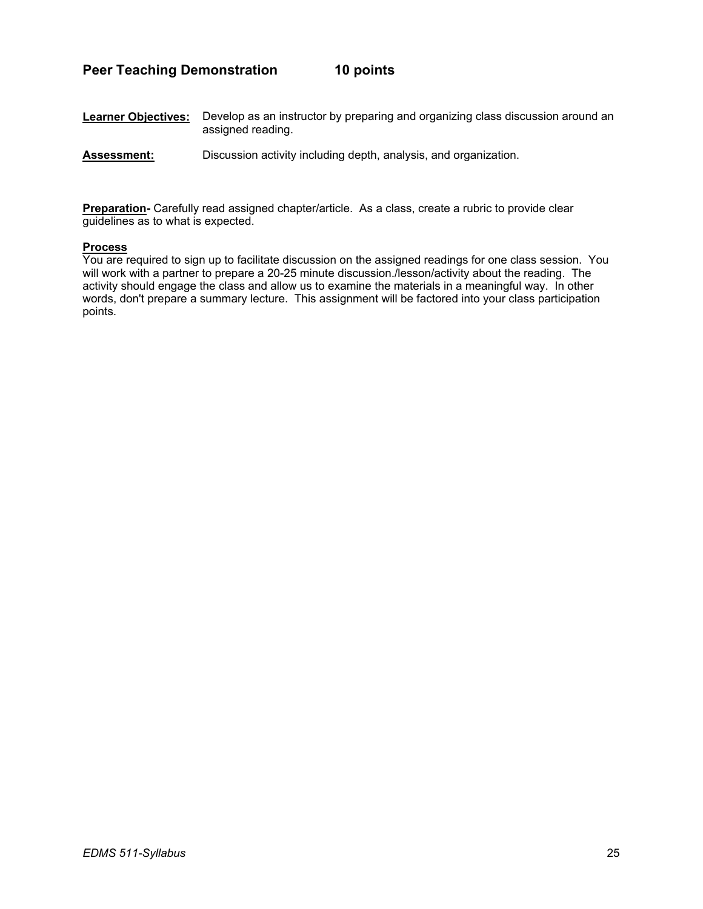## Peer Teaching Demonstration 10 points

**Learner Objectives:** Develop as an instructor by preparing and organizing class discussion around an assigned reading.

**Assessment:** Discussion activity including depth, analysis, and organization.

**Preparation-** Carefully read assigned chapter/article. As a class, create a rubric to provide clear guidelines as to what is expected.

**Process**

You are required to sign up to facilitate discussion on the assigned readings for one class session. You will work with a partner to prepare a 20-25 minute discussion./lesson/activity about the reading. The activity should engage the class and allow us to examine the materials in a meaningful way. In other words, don't prepare a summary lecture. This assignment will be factored into your class participation points.